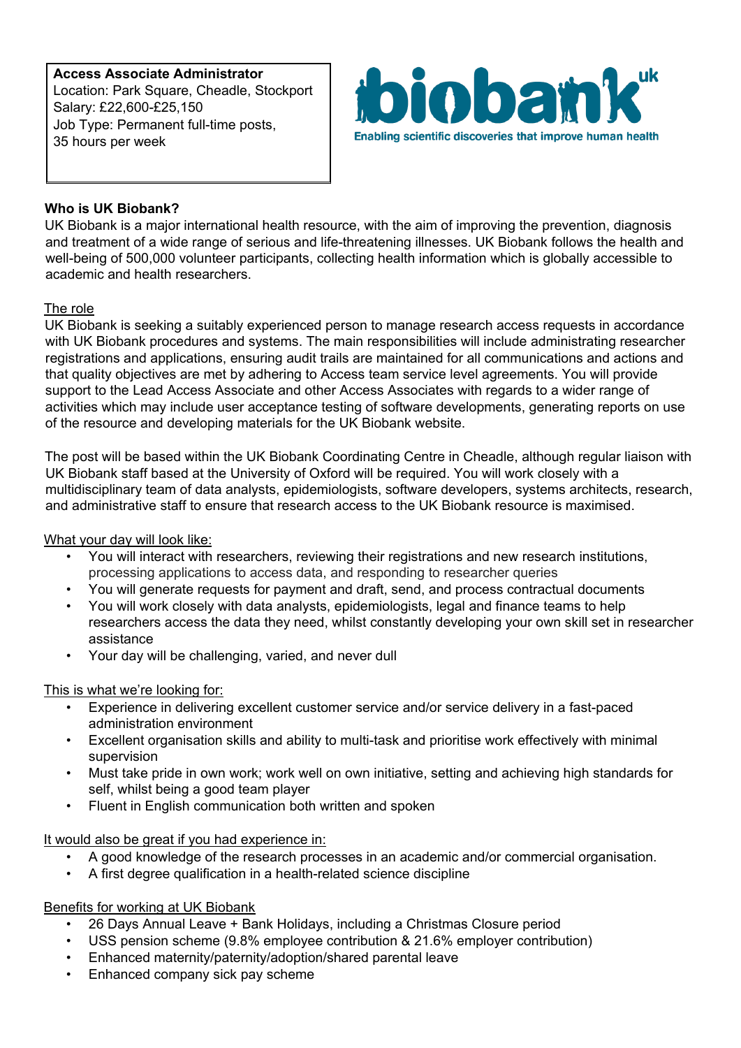**Access Associate Administrator**
Location: Park Square, Cheadle, Stockport
Salary: £22,600-£25,150
Job Type: Permanent full-time posts,
35 hours per week

biobank uk
Enabling scientific discoveries that improve human health

**Who is UK Biobank?**

UK Biobank is a major international health resource, with the aim of improving the prevention, diagnosis and treatment of a wide range of serious and life-threatening illnesses. UK Biobank follows the health and well-being of 500,000 volunteer participants, collecting health information which is globally accessible to academic and health researchers.

The role

UK Biobank is seeking a suitably experienced person to manage research access requests in accordance with UK Biobank procedures and systems. The main responsibilities will include administrating researcher registrations and applications, ensuring audit trails are maintained for all communications and actions and that quality objectives are met by adhering to Access team service level agreements. You will provide support to the Lead Access Associate and other Access Associates with regards to a wider range of activities which may include user acceptance testing of software developments, generating reports on use of the resource and developing materials for the UK Biobank website.

The post will be based within the UK Biobank Coordinating Centre in Cheadle, although regular liaison with UK Biobank staff based at the University of Oxford will be required. You will work closely with a multidisciplinary team of data analysts, epidemiologists, software developers, systems architects, research, and administrative staff to ensure that research access to the UK Biobank resource is maximised.

What your day will look like:

- You will interact with researchers, reviewing their registrations and new research institutions, processing applications to access data, and responding to researcher queries
- You will generate requests for payment and draft, send, and process contractual documents
- You will work closely with data analysts, epidemiologists, legal and finance teams to help researchers access the data they need, whilst constantly developing your own skill set in researcher assistance
- Your day will be challenging, varied, and never dull

This is what we're looking for:

- Experience in delivering excellent customer service and/or service delivery in a fast-paced administration environment
- Excellent organisation skills and ability to multi-task and prioritise work effectively with minimal supervision
- Must take pride in own work; work well on own initiative, setting and achieving high standards for self, whilst being a good team player
- Fluent in English communication both written and spoken

It would also be great if you had experience in:

- A good knowledge of the research processes in an academic and/or commercial organisation.
- A first degree qualification in a health-related science discipline

Benefits for working at UK Biobank

- 26 Days Annual Leave + Bank Holidays, including a Christmas Closure period
- USS pension scheme (9.8% employee contribution & 21.6% employer contribution)
- Enhanced maternity/paternity/adoption/shared parental leave
- Enhanced company sick pay scheme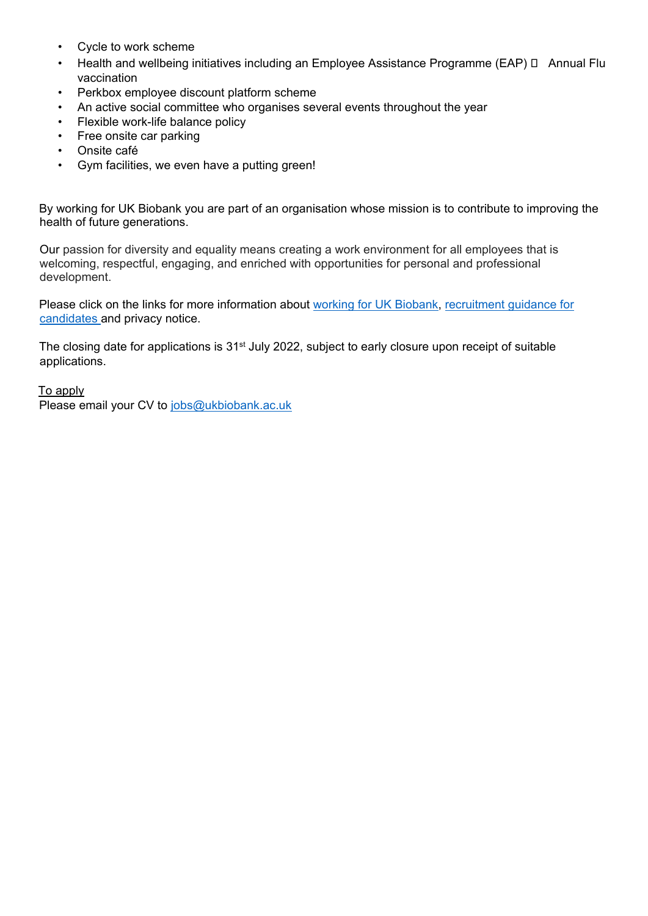- Cycle to work scheme
- Health and wellbeing initiatives including an Employee Assistance Programme (EAP)  Annual Flu vaccination
- Perkbox employee discount platform scheme
- An active social committee who organises several events throughout the year
- Flexible work-life balance policy
- Free onsite car parking
- Onsite café
- Gym facilities, we even have a putting green!

By working for UK Biobank you are part of an organisation whose mission is to contribute to improving the health of future generations.

Our passion for diversity and equality means creating a work environment for all employees that is welcoming, respectful, engaging, and enriched with opportunities for personal and professional development.

Please click on the links for more information about working for UK Biobank, recruitment guidance for candidates and privacy notice.

The closing date for applications is 31st July 2022, subject to early closure upon receipt of suitable applications.

To apply
Please email your CV to jobs@ukbiobank.ac.uk